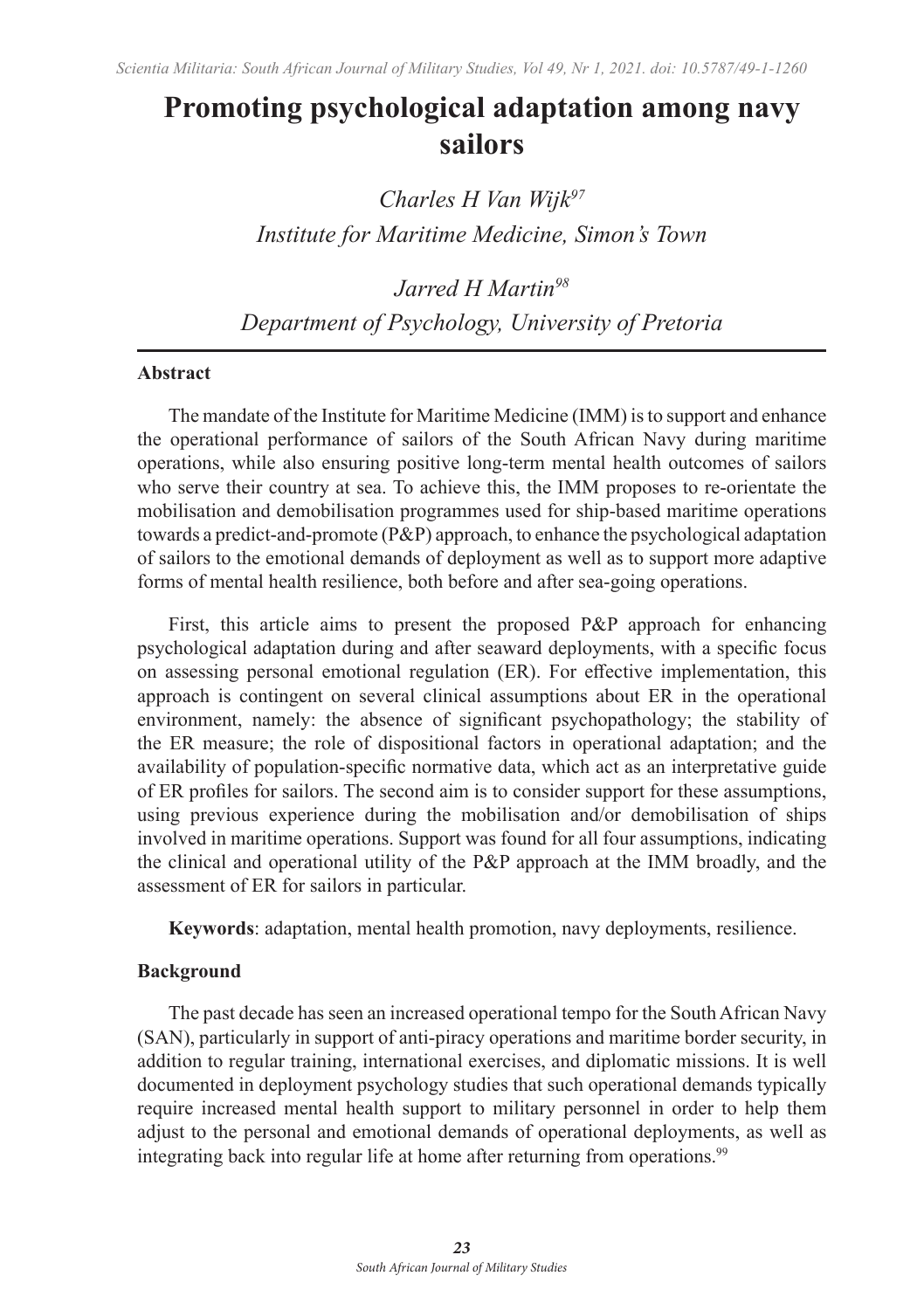# Promoting psychological adaptation among navy sailors

*Charles H Van Wijk*[97]
*Institute for Maritime Medicine, Simon's Town*

*Jarred H Martin*[98]
*Department of Psychology, University of Pretoria*

## Abstract

The mandate of the Institute for Maritime Medicine (IMM) is to support and enhance the operational performance of sailors of the South African Navy during maritime operations, while also ensuring positive long-term mental health outcomes of sailors who serve their country at sea. To achieve this, the IMM proposes to re-orientate the mobilisation and demobilisation programmes used for ship-based maritime operations towards a predict-and-promote (P&P) approach, to enhance the psychological adaptation of sailors to the emotional demands of deployment as well as to support more adaptive forms of mental health resilience, both before and after sea-going operations.

First, this article aims to present the proposed P&P approach for enhancing psychological adaptation during and after seaward deployments, with a specific focus on assessing personal emotional regulation (ER). For effective implementation, this approach is contingent on several clinical assumptions about ER in the operational environment, namely: the absence of significant psychopathology; the stability of the ER measure; the role of dispositional factors in operational adaptation; and the availability of population-specific normative data, which act as an interpretative guide of ER profiles for sailors. The second aim is to consider support for these assumptions, using previous experience during the mobilisation and/or demobilisation of ships involved in maritime operations. Support was found for all four assumptions, indicating the clinical and operational utility of the P&P approach at the IMM broadly, and the assessment of ER for sailors in particular.

**Keywords**: adaptation, mental health promotion, navy deployments, resilience.

## Background

The past decade has seen an increased operational tempo for the South African Navy (SAN), particularly in support of anti-piracy operations and maritime border security, in addition to regular training, international exercises, and diplomatic missions. It is well documented in deployment psychology studies that such operational demands typically require increased mental health support to military personnel in order to help them adjust to the personal and emotional demands of operational deployments, as well as integrating back into regular life at home after returning from operations.[99]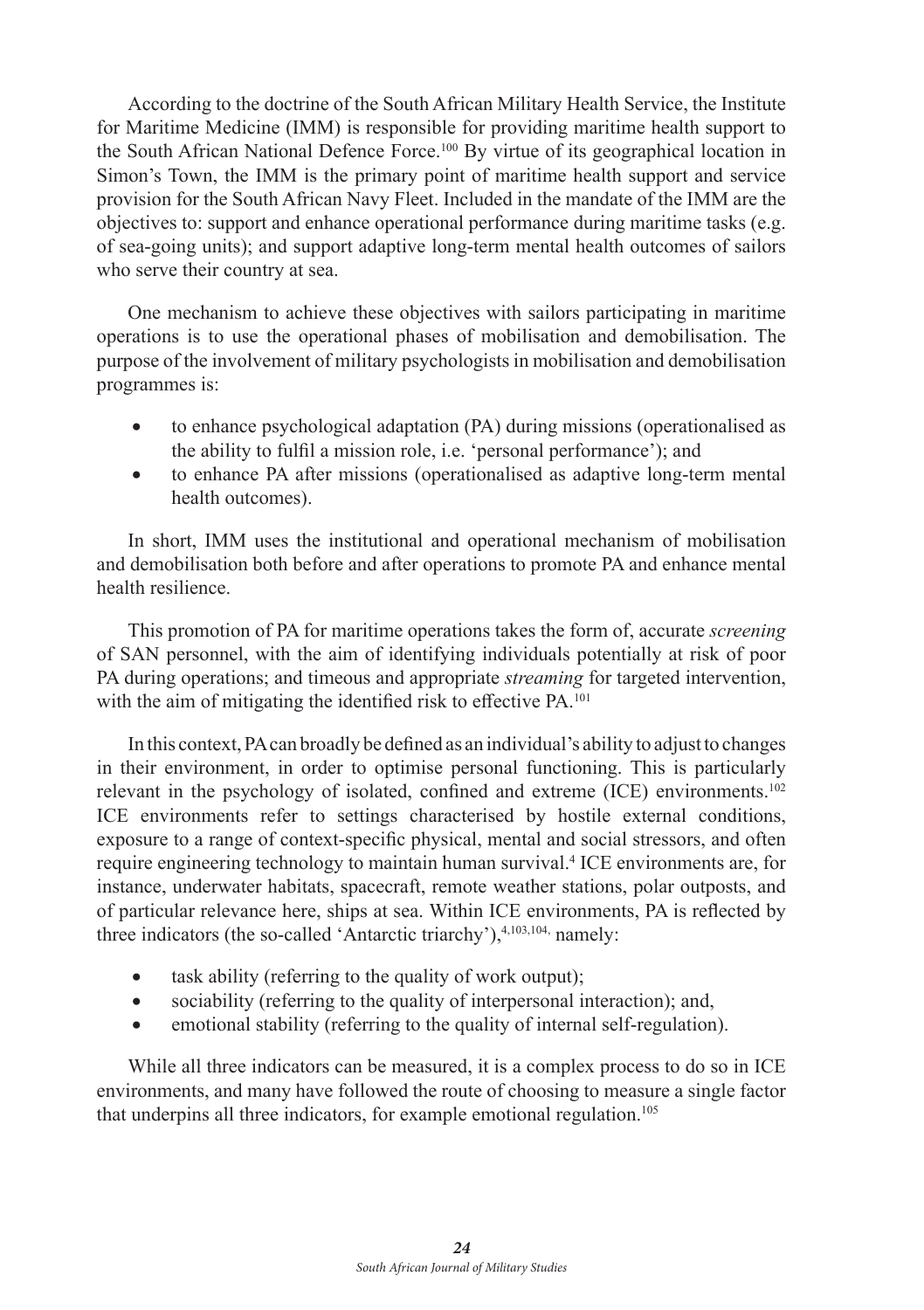According to the doctrine of the South African Military Health Service, the Institute for Maritime Medicine (IMM) is responsible for providing maritime health support to the South African National Defence Force.[100] By virtue of its geographical location in Simon's Town, the IMM is the primary point of maritime health support and service provision for the South African Navy Fleet. Included in the mandate of the IMM are the objectives to: support and enhance operational performance during maritime tasks (e.g. of sea-going units); and support adaptive long-term mental health outcomes of sailors who serve their country at sea.

One mechanism to achieve these objectives with sailors participating in maritime operations is to use the operational phases of mobilisation and demobilisation. The purpose of the involvement of military psychologists in mobilisation and demobilisation programmes is:

- to enhance psychological adaptation (PA) during missions (operationalised as the ability to fulfil a mission role, i.e. 'personal performance'); and
- to enhance PA after missions (operationalised as adaptive long-term mental health outcomes).

In short, IMM uses the institutional and operational mechanism of mobilisation and demobilisation both before and after operations to promote PA and enhance mental health resilience.

This promotion of PA for maritime operations takes the form of, accurate *screening* of SAN personnel, with the aim of identifying individuals potentially at risk of poor PA during operations; and timeous and appropriate *streaming* for targeted intervention, with the aim of mitigating the identified risk to effective PA.[101]

In this context, PA can broadly be defined as an individual's ability to adjust to changes in their environment, in order to optimise personal functioning. This is particularly relevant in the psychology of isolated, confined and extreme (ICE) environments.[102] ICE environments refer to settings characterised by hostile external conditions, exposure to a range of context-specific physical, mental and social stressors, and often require engineering technology to maintain human survival.[4] ICE environments are, for instance, underwater habitats, spacecraft, remote weather stations, polar outposts, and of particular relevance here, ships at sea. Within ICE environments, PA is reflected by three indicators (the so-called 'Antarctic triarchy'),[4,103,104] namely:

- task ability (referring to the quality of work output);
- sociability (referring to the quality of interpersonal interaction); and,
- emotional stability (referring to the quality of internal self-regulation).

While all three indicators can be measured, it is a complex process to do so in ICE environments, and many have followed the route of choosing to measure a single factor that underpins all three indicators, for example emotional regulation.[105]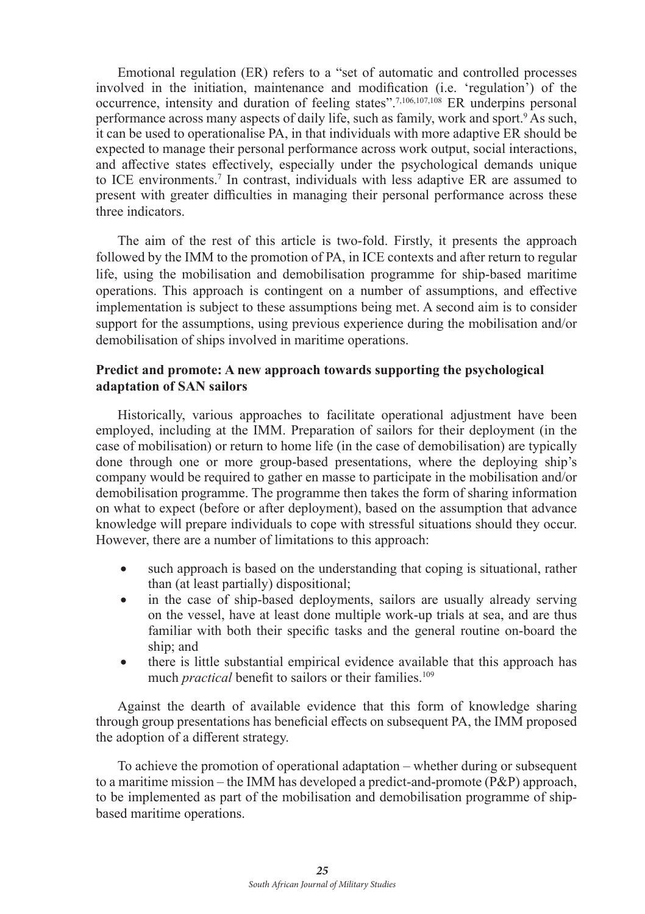Emotional regulation (ER) refers to a "set of automatic and controlled processes involved in the initiation, maintenance and modification (i.e. 'regulation') of the occurrence, intensity and duration of feeling states".[7,106,107,108] ER underpins personal performance across many aspects of daily life, such as family, work and sport.[9] As such, it can be used to operationalise PA, in that individuals with more adaptive ER should be expected to manage their personal performance across work output, social interactions, and affective states effectively, especially under the psychological demands unique to ICE environments.[7] In contrast, individuals with less adaptive ER are assumed to present with greater difficulties in managing their personal performance across these three indicators.

The aim of the rest of this article is two-fold. Firstly, it presents the approach followed by the IMM to the promotion of PA, in ICE contexts and after return to regular life, using the mobilisation and demobilisation programme for ship-based maritime operations. This approach is contingent on a number of assumptions, and effective implementation is subject to these assumptions being met. A second aim is to consider support for the assumptions, using previous experience during the mobilisation and/or demobilisation of ships involved in maritime operations.

**Predict and promote: A new approach towards supporting the psychological adaptation of SAN sailors**

Historically, various approaches to facilitate operational adjustment have been employed, including at the IMM. Preparation of sailors for their deployment (in the case of mobilisation) or return to home life (in the case of demobilisation) are typically done through one or more group-based presentations, where the deploying ship's company would be required to gather en masse to participate in the mobilisation and/or demobilisation programme. The programme then takes the form of sharing information on what to expect (before or after deployment), based on the assumption that advance knowledge will prepare individuals to cope with stressful situations should they occur. However, there are a number of limitations to this approach:

- such approach is based on the understanding that coping is situational, rather than (at least partially) dispositional;
- in the case of ship-based deployments, sailors are usually already serving on the vessel, have at least done multiple work-up trials at sea, and are thus familiar with both their specific tasks and the general routine on-board the ship; and
- there is little substantial empirical evidence available that this approach has much *practical* benefit to sailors or their families.[109]

Against the dearth of available evidence that this form of knowledge sharing through group presentations has beneficial effects on subsequent PA, the IMM proposed the adoption of a different strategy.

To achieve the promotion of operational adaptation – whether during or subsequent to a maritime mission – the IMM has developed a predict-and-promote (P&P) approach, to be implemented as part of the mobilisation and demobilisation programme of ship-based maritime operations.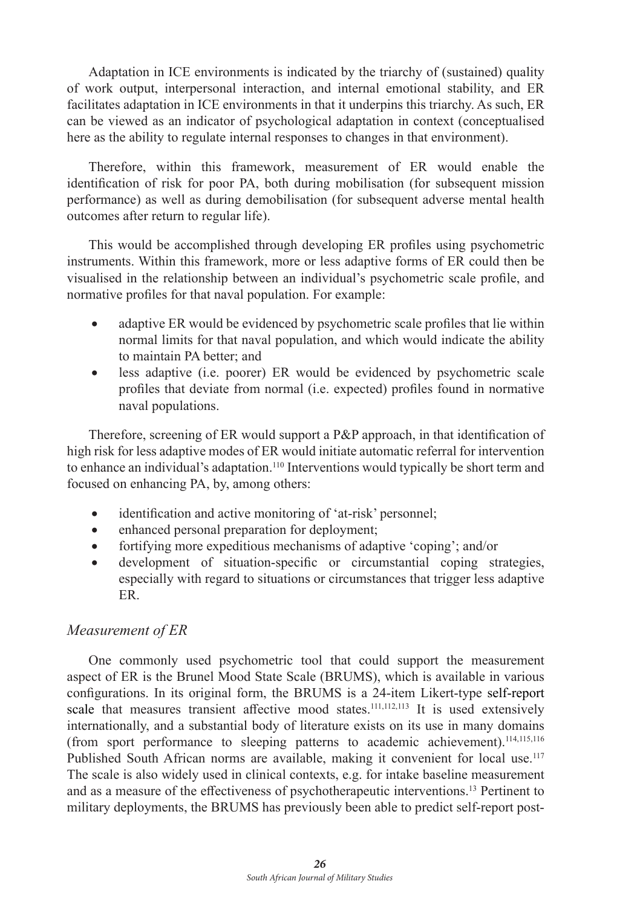Adaptation in ICE environments is indicated by the triarchy of (sustained) quality of work output, interpersonal interaction, and internal emotional stability, and ER facilitates adaptation in ICE environments in that it underpins this triarchy. As such, ER can be viewed as an indicator of psychological adaptation in context (conceptualised here as the ability to regulate internal responses to changes in that environment).

Therefore, within this framework, measurement of ER would enable the identification of risk for poor PA, both during mobilisation (for subsequent mission performance) as well as during demobilisation (for subsequent adverse mental health outcomes after return to regular life).

This would be accomplished through developing ER profiles using psychometric instruments. Within this framework, more or less adaptive forms of ER could then be visualised in the relationship between an individual's psychometric scale profile, and normative profiles for that naval population. For example:

- adaptive ER would be evidenced by psychometric scale profiles that lie within normal limits for that naval population, and which would indicate the ability to maintain PA better; and
- less adaptive (i.e. poorer) ER would be evidenced by psychometric scale profiles that deviate from normal (i.e. expected) profiles found in normative naval populations.

Therefore, screening of ER would support a P&P approach, in that identification of high risk for less adaptive modes of ER would initiate automatic referral for intervention to enhance an individual's adaptation.[110] Interventions would typically be short term and focused on enhancing PA, by, among others:

- identification and active monitoring of 'at-risk' personnel;
- enhanced personal preparation for deployment;
- fortifying more expeditious mechanisms of adaptive 'coping'; and/or
- development of situation-specific or circumstantial coping strategies, especially with regard to situations or circumstances that trigger less adaptive ER.

## *Measurement of ER*

One commonly used psychometric tool that could support the measurement aspect of ER is the Brunel Mood State Scale (BRUMS), which is available in various configurations. In its original form, the BRUMS is a 24-item Likert-type self-report scale that measures transient affective mood states.[111,112,113] It is used extensively internationally, and a substantial body of literature exists on its use in many domains (from sport performance to sleeping patterns to academic achievement).[114,115,116] Published South African norms are available, making it convenient for local use.[117] The scale is also widely used in clinical contexts, e.g. for intake baseline measurement and as a measure of the effectiveness of psychotherapeutic interventions.[13] Pertinent to military deployments, the BRUMS has previously been able to predict self-report post-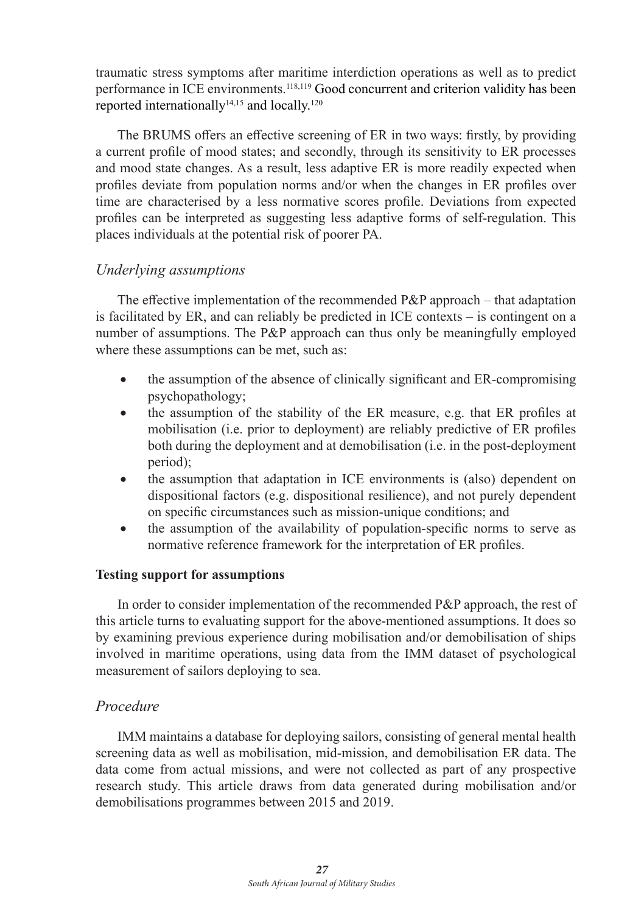traumatic stress symptoms after maritime interdiction operations as well as to predict performance in ICE environments.[118,119] Good concurrent and criterion validity has been reported internationally[14,15] and locally.[120]

The BRUMS offers an effective screening of ER in two ways: firstly, by providing a current profile of mood states; and secondly, through its sensitivity to ER processes and mood state changes. As a result, less adaptive ER is more readily expected when profiles deviate from population norms and/or when the changes in ER profiles over time are characterised by a less normative scores profile. Deviations from expected profiles can be interpreted as suggesting less adaptive forms of self-regulation. This places individuals at the potential risk of poorer PA.

### *Underlying assumptions*

The effective implementation of the recommended P&P approach – that adaptation is facilitated by ER, and can reliably be predicted in ICE contexts – is contingent on a number of assumptions. The P&P approach can thus only be meaningfully employed where these assumptions can be met, such as:

- the assumption of the absence of clinically significant and ER-compromising psychopathology;
- the assumption of the stability of the ER measure, e.g. that ER profiles at mobilisation (i.e. prior to deployment) are reliably predictive of ER profiles both during the deployment and at demobilisation (i.e. in the post-deployment period);
- the assumption that adaptation in ICE environments is (also) dependent on dispositional factors (e.g. dispositional resilience), and not purely dependent on specific circumstances such as mission-unique conditions; and
- the assumption of the availability of population-specific norms to serve as normative reference framework for the interpretation of ER profiles.

## **Testing support for assumptions**

In order to consider implementation of the recommended P&P approach, the rest of this article turns to evaluating support for the above-mentioned assumptions. It does so by examining previous experience during mobilisation and/or demobilisation of ships involved in maritime operations, using data from the IMM dataset of psychological measurement of sailors deploying to sea.

### *Procedure*

IMM maintains a database for deploying sailors, consisting of general mental health screening data as well as mobilisation, mid-mission, and demobilisation ER data. The data come from actual missions, and were not collected as part of any prospective research study. This article draws from data generated during mobilisation and/or demobilisations programmes between 2015 and 2019.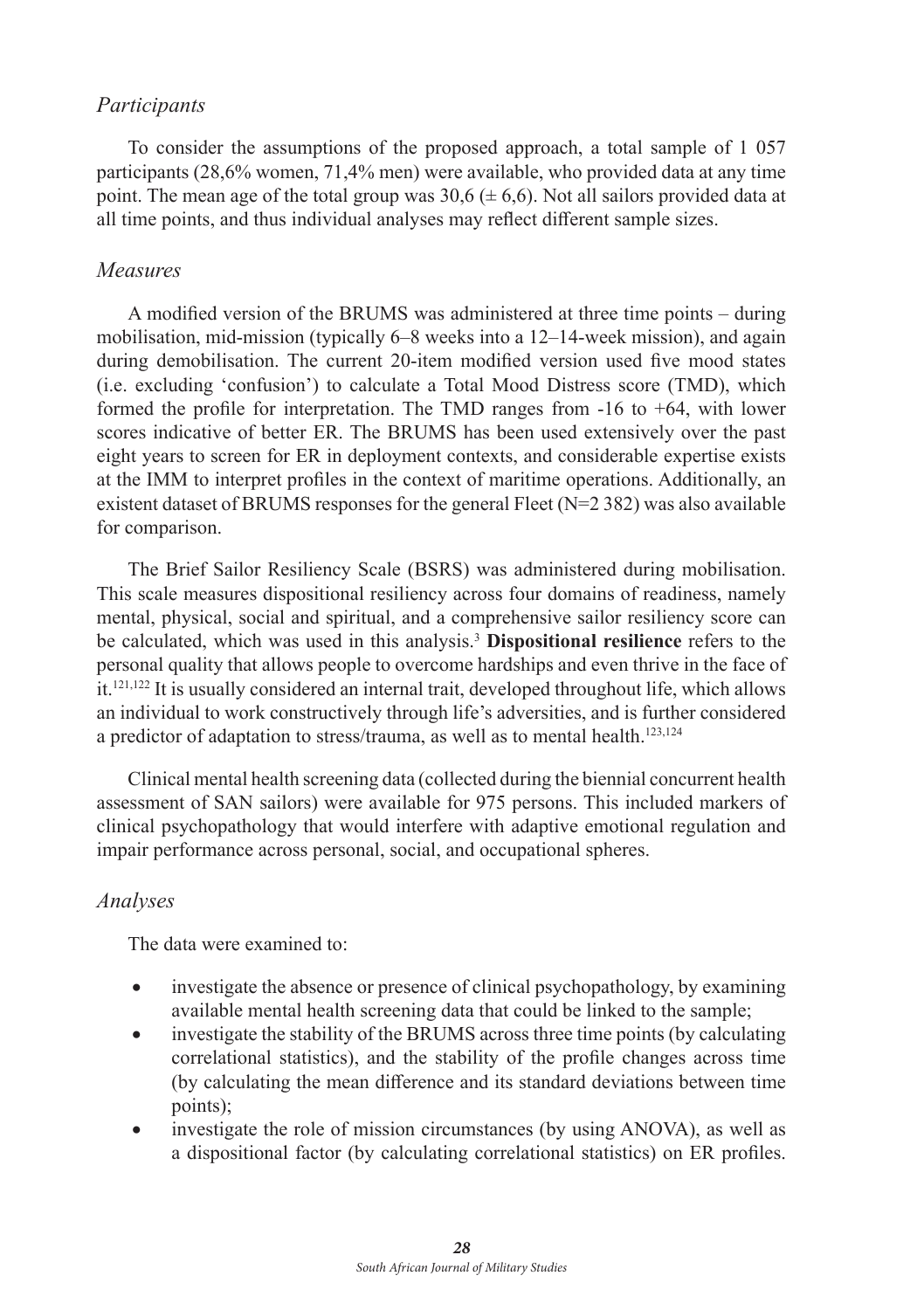### *Participants*

To consider the assumptions of the proposed approach, a total sample of 1 057 participants (28,6% women, 71,4% men) were available, who provided data at any time point. The mean age of the total group was 30,6 (± 6,6). Not all sailors provided data at all time points, and thus individual analyses may reflect different sample sizes.

### *Measures*

A modified version of the BRUMS was administered at three time points – during mobilisation, mid-mission (typically 6–8 weeks into a 12–14-week mission), and again during demobilisation. The current 20-item modified version used five mood states (i.e. excluding 'confusion') to calculate a Total Mood Distress score (TMD), which formed the profile for interpretation. The TMD ranges from -16 to +64, with lower scores indicative of better ER. The BRUMS has been used extensively over the past eight years to screen for ER in deployment contexts, and considerable expertise exists at the IMM to interpret profiles in the context of maritime operations. Additionally, an existent dataset of BRUMS responses for the general Fleet (N=2 382) was also available for comparison.

The Brief Sailor Resiliency Scale (BSRS) was administered during mobilisation. This scale measures dispositional resiliency across four domains of readiness, namely mental, physical, social and spiritual, and a comprehensive sailor resiliency score can be calculated, which was used in this analysis.[3] **Dispositional resilience** refers to the personal quality that allows people to overcome hardships and even thrive in the face of it.[121,122] It is usually considered an internal trait, developed throughout life, which allows an individual to work constructively through life's adversities, and is further considered a predictor of adaptation to stress/trauma, as well as to mental health.[123,124]

Clinical mental health screening data (collected during the biennial concurrent health assessment of SAN sailors) were available for 975 persons. This included markers of clinical psychopathology that would interfere with adaptive emotional regulation and impair performance across personal, social, and occupational spheres.

### *Analyses*

The data were examined to:

- investigate the absence or presence of clinical psychopathology, by examining available mental health screening data that could be linked to the sample;
- investigate the stability of the BRUMS across three time points (by calculating correlational statistics), and the stability of the profile changes across time (by calculating the mean difference and its standard deviations between time points);
- investigate the role of mission circumstances (by using ANOVA), as well as a dispositional factor (by calculating correlational statistics) on ER profiles.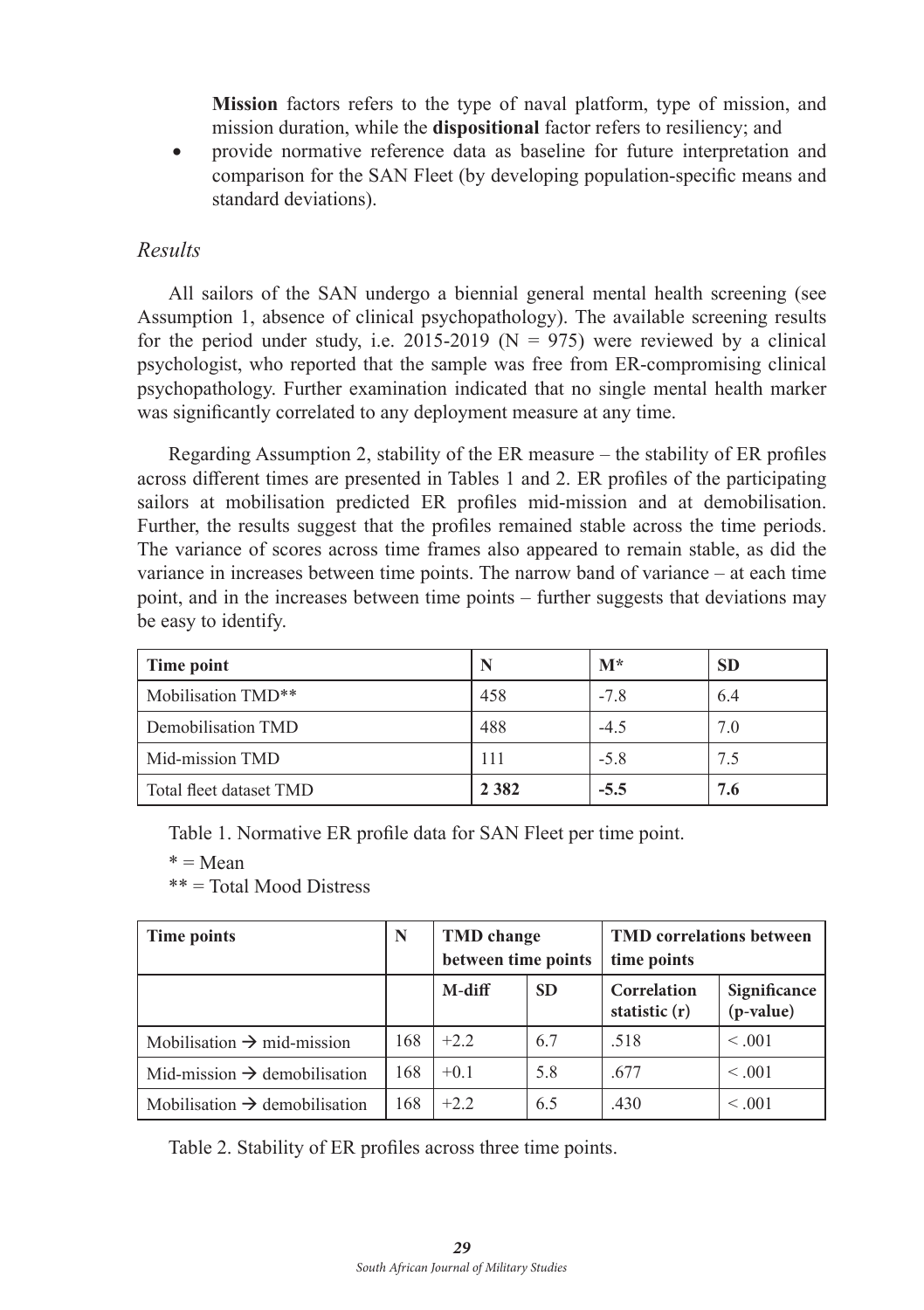**Mission** factors refers to the type of naval platform, type of mission, and mission duration, while the **dispositional** factor refers to resiliency; and

- provide normative reference data as baseline for future interpretation and comparison for the SAN Fleet (by developing population-specific means and standard deviations).

### *Results*

All sailors of the SAN undergo a biennial general mental health screening (see Assumption 1, absence of clinical psychopathology). The available screening results for the period under study, i.e. 2015-2019 (N = 975) were reviewed by a clinical psychologist, who reported that the sample was free from ER-compromising clinical psychopathology. Further examination indicated that no single mental health marker was significantly correlated to any deployment measure at any time.

Regarding Assumption 2, stability of the ER measure – the stability of ER profiles across different times are presented in Tables 1 and 2. ER profiles of the participating sailors at mobilisation predicted ER profiles mid-mission and at demobilisation. Further, the results suggest that the profiles remained stable across the time periods. The variance of scores across time frames also appeared to remain stable, as did the variance in increases between time points. The narrow band of variance – at each time point, and in the increases between time points – further suggests that deviations may be easy to identify.

| Time point | N | M* | SD |
|---|---|---|---|
| Mobilisation TMD** | 458 | -7.8 | 6.4 |
| Demobilisation TMD | 488 | -4.5 | 7.0 |
| Mid-mission TMD | 111 | -5.8 | 7.5 |
| Total fleet dataset TMD | **2 382** | **-5.5** | **7.6** |

Table 1. Normative ER profile data for SAN Fleet per time point.

\* = Mean

\*\* = Total Mood Distress

| Time points | N | TMD change between time points | | TMD correlations between time points | |
|---|---|---|---|---|---|
| | | M-diff | SD | Correlation statistic (r) | Significance (p-value) |
| Mobilisation → mid-mission | 168 | +2.2 | 6.7 | .518 | < .001 |
| Mid-mission → demobilisation | 168 | +0.1 | 5.8 | .677 | < .001 |
| Mobilisation → demobilisation | 168 | +2.2 | 6.5 | .430 | < .001 |

Table 2. Stability of ER profiles across three time points.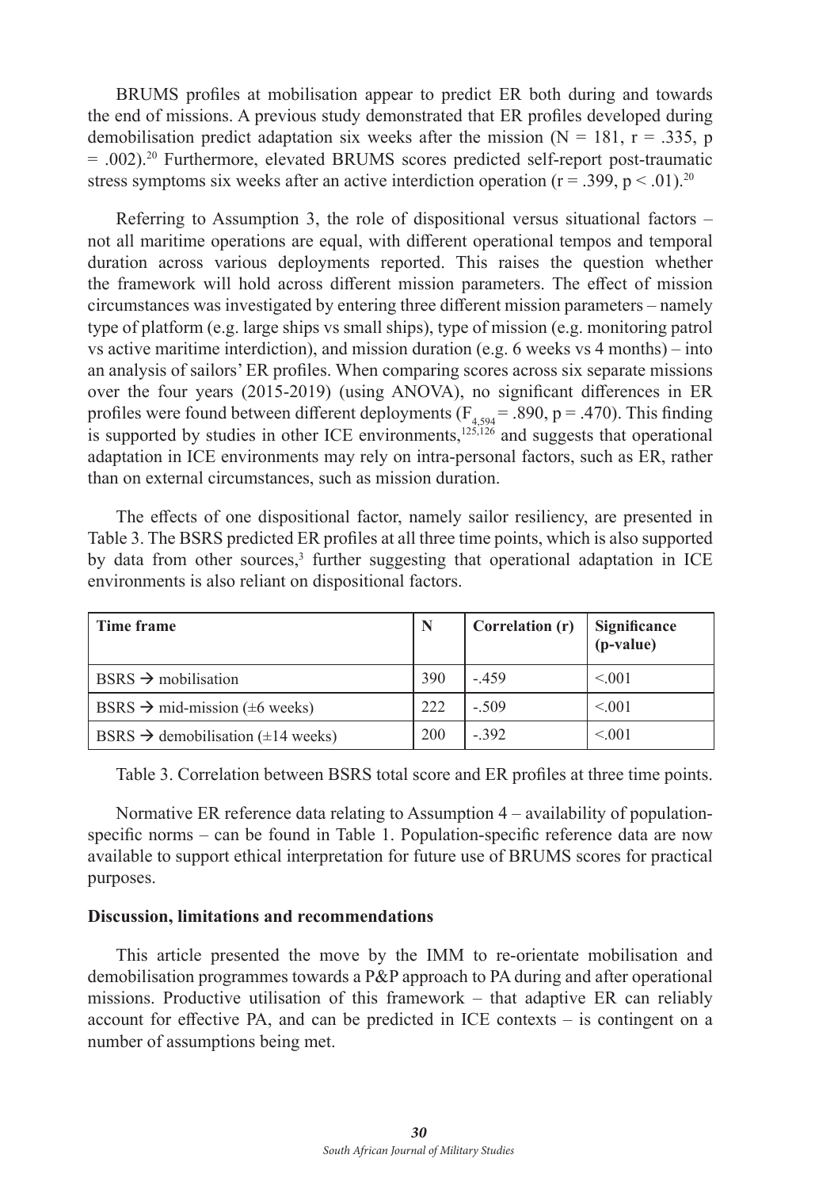BRUMS profiles at mobilisation appear to predict ER both during and towards the end of missions. A previous study demonstrated that ER profiles developed during demobilisation predict adaptation six weeks after the mission ($N = 181$, $r = .335$, $p = .002$).[20] Furthermore, elevated BRUMS scores predicted self-report post-traumatic stress symptoms six weeks after an active interdiction operation ($r = .399$, $p < .01$).[20]

Referring to Assumption 3, the role of dispositional versus situational factors – not all maritime operations are equal, with different operational tempos and temporal duration across various deployments reported. This raises the question whether the framework will hold across different mission parameters. The effect of mission circumstances was investigated by entering three different mission parameters – namely type of platform (e.g. large ships vs small ships), type of mission (e.g. monitoring patrol vs active maritime interdiction), and mission duration (e.g. 6 weeks vs 4 months) – into an analysis of sailors' ER profiles. When comparing scores across six separate missions over the four years (2015-2019) (using ANOVA), no significant differences in ER profiles were found between different deployments ($F_{4,594} = .890$, $p = .470$). This finding is supported by studies in other ICE environments,[125,126] and suggests that operational adaptation in ICE environments may rely on intra-personal factors, such as ER, rather than on external circumstances, such as mission duration.

The effects of one dispositional factor, namely sailor resiliency, are presented in Table 3. The BSRS predicted ER profiles at all three time points, which is also supported by data from other sources,[3] further suggesting that operational adaptation in ICE environments is also reliant on dispositional factors.

| Time frame | N | Correlation (r) | Significance (p-value) |
|---|---|---|---|
| BSRS → mobilisation | 390 | -.459 | <.001 |
| BSRS → mid-mission (±6 weeks) | 222 | -.509 | <.001 |
| BSRS → demobilisation (±14 weeks) | 200 | -.392 | <.001 |

Table 3. Correlation between BSRS total score and ER profiles at three time points.

Normative ER reference data relating to Assumption 4 – availability of population-specific norms – can be found in Table 1. Population-specific reference data are now available to support ethical interpretation for future use of BRUMS scores for practical purposes.

**Discussion, limitations and recommendations**

This article presented the move by the IMM to re-orientate mobilisation and demobilisation programmes towards a P&P approach to PA during and after operational missions. Productive utilisation of this framework – that adaptive ER can reliably account for effective PA, and can be predicted in ICE contexts – is contingent on a number of assumptions being met.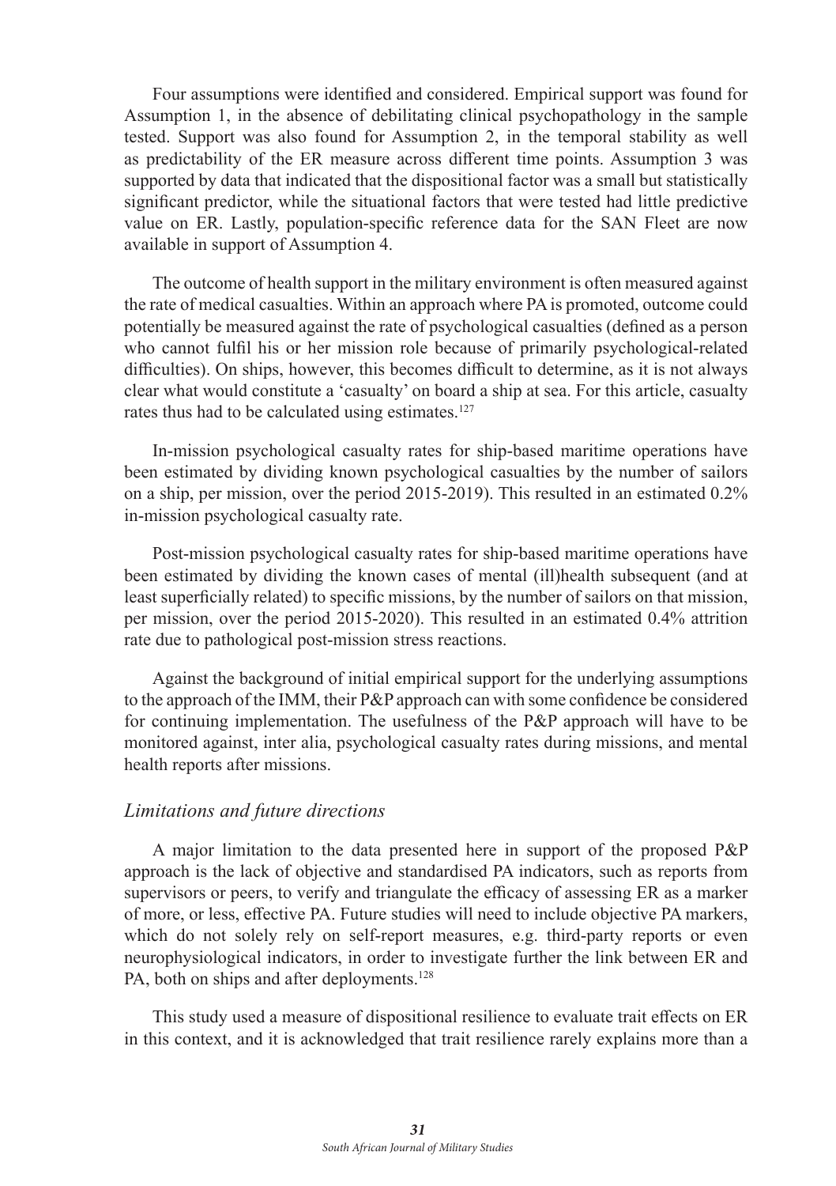Four assumptions were identified and considered. Empirical support was found for Assumption 1, in the absence of debilitating clinical psychopathology in the sample tested. Support was also found for Assumption 2, in the temporal stability as well as predictability of the ER measure across different time points. Assumption 3 was supported by data that indicated that the dispositional factor was a small but statistically significant predictor, while the situational factors that were tested had little predictive value on ER. Lastly, population-specific reference data for the SAN Fleet are now available in support of Assumption 4.

The outcome of health support in the military environment is often measured against the rate of medical casualties. Within an approach where PA is promoted, outcome could potentially be measured against the rate of psychological casualties (defined as a person who cannot fulfil his or her mission role because of primarily psychological-related difficulties). On ships, however, this becomes difficult to determine, as it is not always clear what would constitute a 'casualty' on board a ship at sea. For this article, casualty rates thus had to be calculated using estimates.[127]

In-mission psychological casualty rates for ship-based maritime operations have been estimated by dividing known psychological casualties by the number of sailors on a ship, per mission, over the period 2015-2019). This resulted in an estimated 0.2% in-mission psychological casualty rate.

Post-mission psychological casualty rates for ship-based maritime operations have been estimated by dividing the known cases of mental (ill)health subsequent (and at least superficially related) to specific missions, by the number of sailors on that mission, per mission, over the period 2015-2020). This resulted in an estimated 0.4% attrition rate due to pathological post-mission stress reactions.

Against the background of initial empirical support for the underlying assumptions to the approach of the IMM, their P&P approach can with some confidence be considered for continuing implementation. The usefulness of the P&P approach will have to be monitored against, inter alia, psychological casualty rates during missions, and mental health reports after missions.

### *Limitations and future directions*

A major limitation to the data presented here in support of the proposed P&P approach is the lack of objective and standardised PA indicators, such as reports from supervisors or peers, to verify and triangulate the efficacy of assessing ER as a marker of more, or less, effective PA. Future studies will need to include objective PA markers, which do not solely rely on self-report measures, e.g. third-party reports or even neurophysiological indicators, in order to investigate further the link between ER and PA, both on ships and after deployments.[128]

This study used a measure of dispositional resilience to evaluate trait effects on ER in this context, and it is acknowledged that trait resilience rarely explains more than a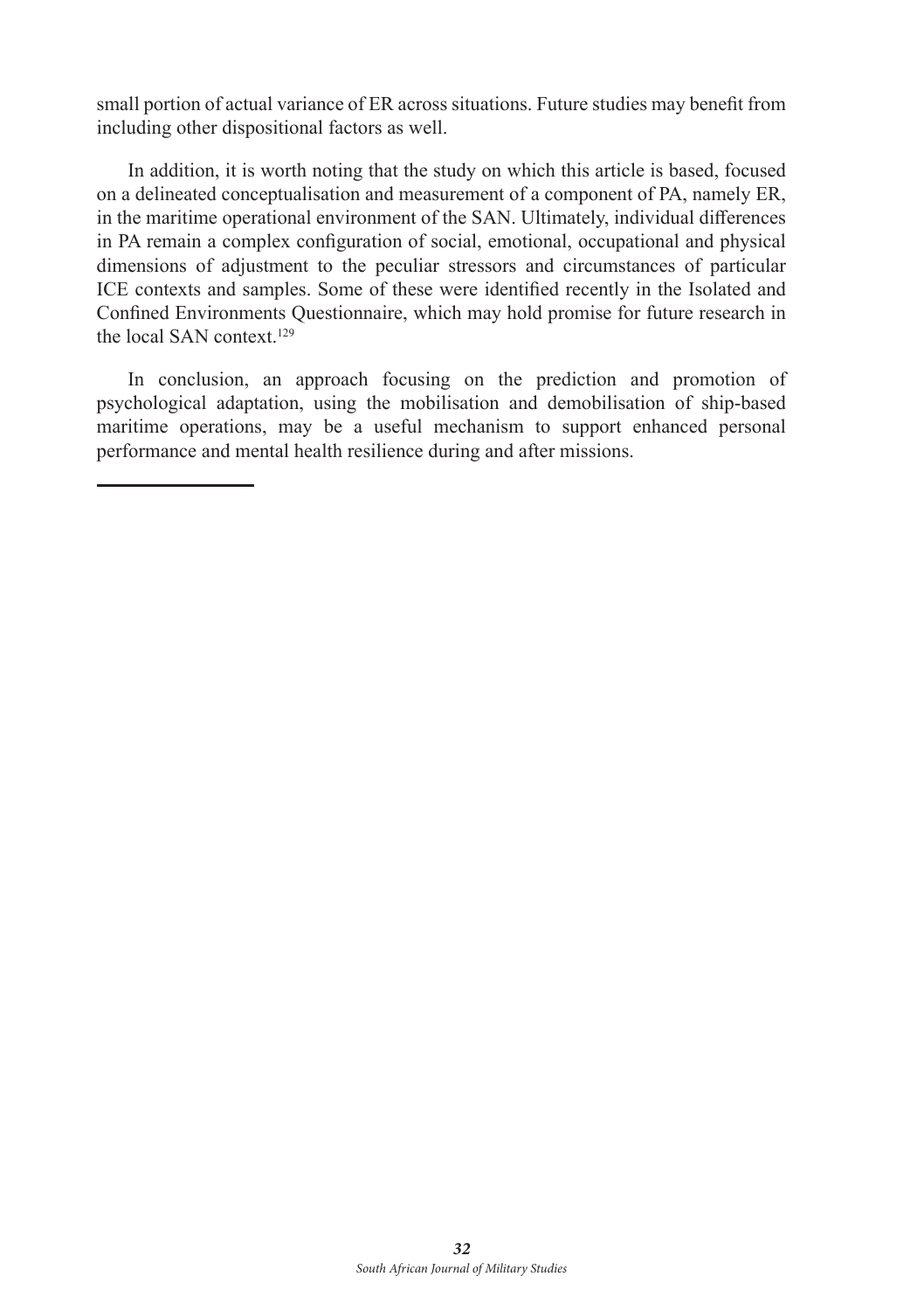small portion of actual variance of ER across situations. Future studies may benefit from including other dispositional factors as well.

In addition, it is worth noting that the study on which this article is based, focused on a delineated conceptualisation and measurement of a component of PA, namely ER, in the maritime operational environment of the SAN. Ultimately, individual differences in PA remain a complex configuration of social, emotional, occupational and physical dimensions of adjustment to the peculiar stressors and circumstances of particular ICE contexts and samples. Some of these were identified recently in the Isolated and Confined Environments Questionnaire, which may hold promise for future research in the local SAN context.[129]

In conclusion, an approach focusing on the prediction and promotion of psychological adaptation, using the mobilisation and demobilisation of ship-based maritime operations, may be a useful mechanism to support enhanced personal performance and mental health resilience during and after missions.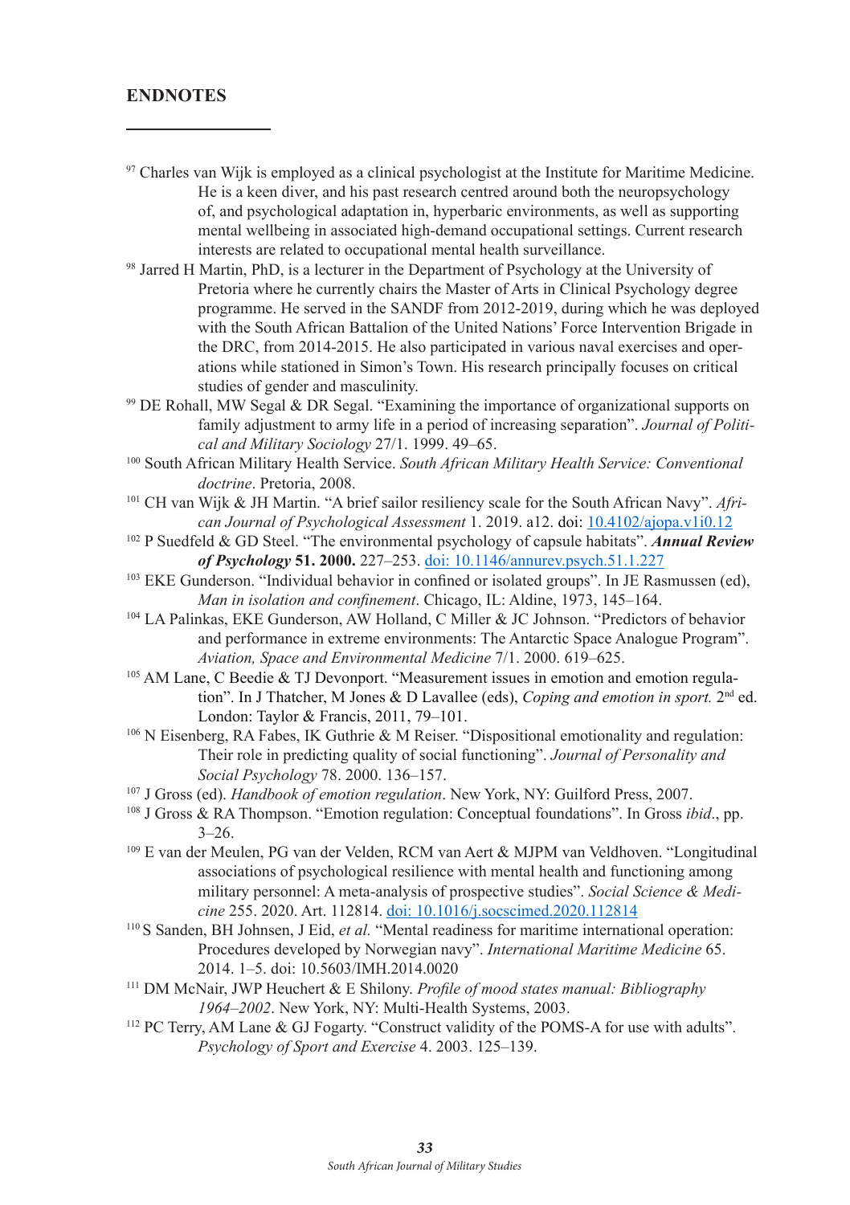## ENDNOTES

[97] Charles van Wijk is employed as a clinical psychologist at the Institute for Maritime Medicine. He is a keen diver, and his past research centred around both the neuropsychology of, and psychological adaptation in, hyperbaric environments, as well as supporting mental wellbeing in associated high-demand occupational settings. Current research interests are related to occupational mental health surveillance.

[98] Jarred H Martin, PhD, is a lecturer in the Department of Psychology at the University of Pretoria where he currently chairs the Master of Arts in Clinical Psychology degree programme. He served in the SANDF from 2012-2019, during which he was deployed with the South African Battalion of the United Nations' Force Intervention Brigade in the DRC, from 2014-2015. He also participated in various naval exercises and operations while stationed in Simon's Town. His research principally focuses on critical studies of gender and masculinity.

[99] DE Rohall, MW Segal & DR Segal. "Examining the importance of organizational supports on family adjustment to army life in a period of increasing separation". *Journal of Political and Military Sociology* 27/1. 1999. 49–65.

[100] South African Military Health Service. *South African Military Health Service: Conventional doctrine*. Pretoria, 2008.

[101] CH van Wijk & JH Martin. "A brief sailor resiliency scale for the South African Navy". *African Journal of Psychological Assessment* 1. 2019. a12. doi: 10.4102/ajopa.v1i0.12

[102] P Suedfeld & GD Steel. "The environmental psychology of capsule habitats". ***Annual Review of Psychology* 51. 2000.** 227–253. doi: 10.1146/annurev.psych.51.1.227

[103] EKE Gunderson. "Individual behavior in confined or isolated groups". In JE Rasmussen (ed), *Man in isolation and confinement*. Chicago, IL: Aldine, 1973, 145–164.

[104] LA Palinkas, EKE Gunderson, AW Holland, C Miller & JC Johnson. "Predictors of behavior and performance in extreme environments: The Antarctic Space Analogue Program". *Aviation, Space and Environmental Medicine* 7/1. 2000. 619–625.

[105] AM Lane, C Beedie & TJ Devonport. "Measurement issues in emotion and emotion regulation". In J Thatcher, M Jones & D Lavallee (eds), *Coping and emotion in sport.* 2nd ed. London: Taylor & Francis, 2011, 79–101.

[106] N Eisenberg, RA Fabes, IK Guthrie & M Reiser. "Dispositional emotionality and regulation: Their role in predicting quality of social functioning". *Journal of Personality and Social Psychology* 78. 2000. 136–157.

[107] J Gross (ed). *Handbook of emotion regulation*. New York, NY: Guilford Press, 2007.

[108] J Gross & RA Thompson. "Emotion regulation: Conceptual foundations". In Gross *ibid*., pp. 3–26.

[109] E van der Meulen, PG van der Velden, RCM van Aert & MJPM van Veldhoven. "Longitudinal associations of psychological resilience with mental health and functioning among military personnel: A meta-analysis of prospective studies". *Social Science & Medicine* 255. 2020. Art. 112814. doi: 10.1016/j.socscimed.2020.112814

[110] S Sanden, BH Johnsen, J Eid, *et al.* "Mental readiness for maritime international operation: Procedures developed by Norwegian navy". *International Maritime Medicine* 65. 2014. 1–5. doi: 10.5603/IMH.2014.0020

[111] DM McNair, JWP Heuchert & E Shilony. *Profile of mood states manual: Bibliography 1964–2002*. New York, NY: Multi-Health Systems, 2003.

[112] PC Terry, AM Lane & GJ Fogarty. "Construct validity of the POMS-A for use with adults". *Psychology of Sport and Exercise* 4. 2003. 125–139.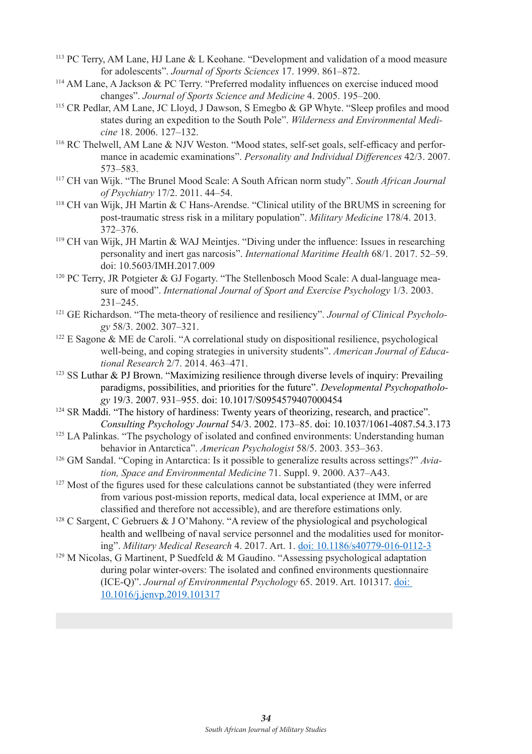[113] PC Terry, AM Lane, HJ Lane & L Keohane. "Development and validation of a mood measure for adolescents". *Journal of Sports Sciences* 17. 1999. 861–872.

[114] AM Lane, A Jackson & PC Terry. "Preferred modality influences on exercise induced mood changes". *Journal of Sports Science and Medicine* 4. 2005. 195–200.

[115] CR Pedlar, AM Lane, JC Lloyd, J Dawson, S Emegbo & GP Whyte. "Sleep profiles and mood states during an expedition to the South Pole". *Wilderness and Environmental Medicine* 18. 2006. 127–132.

[116] RC Thelwell, AM Lane & NJV Weston. "Mood states, self-set goals, self-efficacy and performance in academic examinations". *Personality and Individual Differences* 42/3. 2007. 573–583.

[117] CH van Wijk. "The Brunel Mood Scale: A South African norm study". *South African Journal of Psychiatry* 17/2. 2011. 44–54.

[118] CH van Wijk, JH Martin & C Hans-Arendse. "Clinical utility of the BRUMS in screening for post-traumatic stress risk in a military population". *Military Medicine* 178/4. 2013. 372–376.

[119] CH van Wijk, JH Martin & WAJ Meintjes. "Diving under the influence: Issues in researching personality and inert gas narcosis". *International Maritime Health* 68/1. 2017. 52–59. doi: 10.5603/IMH.2017.009

[120] PC Terry, JR Potgieter & GJ Fogarty. "The Stellenbosch Mood Scale: A dual-language measure of mood". *International Journal of Sport and Exercise Psychology* 1/3. 2003. 231–245.

[121] GE Richardson. "The meta-theory of resilience and resiliency". *Journal of Clinical Psychology* 58/3. 2002. 307–321.

[122] E Sagone & ME de Caroli. "A correlational study on dispositional resilience, psychological well-being, and coping strategies in university students". *American Journal of Educational Research* 2/7. 2014. 463–471.

[123] SS Luthar & PJ Brown. "Maximizing resilience through diverse levels of inquiry: Prevailing paradigms, possibilities, and priorities for the future". *Developmental Psychopathology* 19/3. 2007. 931–955. doi: 10.1017/S0954579407000454

[124] SR Maddi. "The history of hardiness: Twenty years of theorizing, research, and practice". *Consulting Psychology Journal* 54/3. 2002. 173–85. doi: 10.1037/1061-4087.54.3.173

[125] LA Palinkas. "The psychology of isolated and confined environments: Understanding human behavior in Antarctica". *American Psychologist* 58/5. 2003. 353–363.

[126] GM Sandal. "Coping in Antarctica: Is it possible to generalize results across settings?" *Aviation, Space and Environmental Medicine* 71. Suppl. 9. 2000. A37–A43.

[127] Most of the figures used for these calculations cannot be substantiated (they were inferred from various post-mission reports, medical data, local experience at IMM, or are classified and therefore not accessible), and are therefore estimations only.

[128] C Sargent, C Gebruers & J O'Mahony. "A review of the physiological and psychological health and wellbeing of naval service personnel and the modalities used for monitoring". *Military Medical Research* 4. 2017. Art. 1. doi: 10.1186/s40779-016-0112-3

[129] M Nicolas, G Martinent, P Suedfeld & M Gaudino. "Assessing psychological adaptation during polar winter-overs: The isolated and confined environments questionnaire (ICE-Q)". *Journal of Environmental Psychology* 65. 2019. Art. 101317. doi: 10.1016/j.jenvp.2019.101317